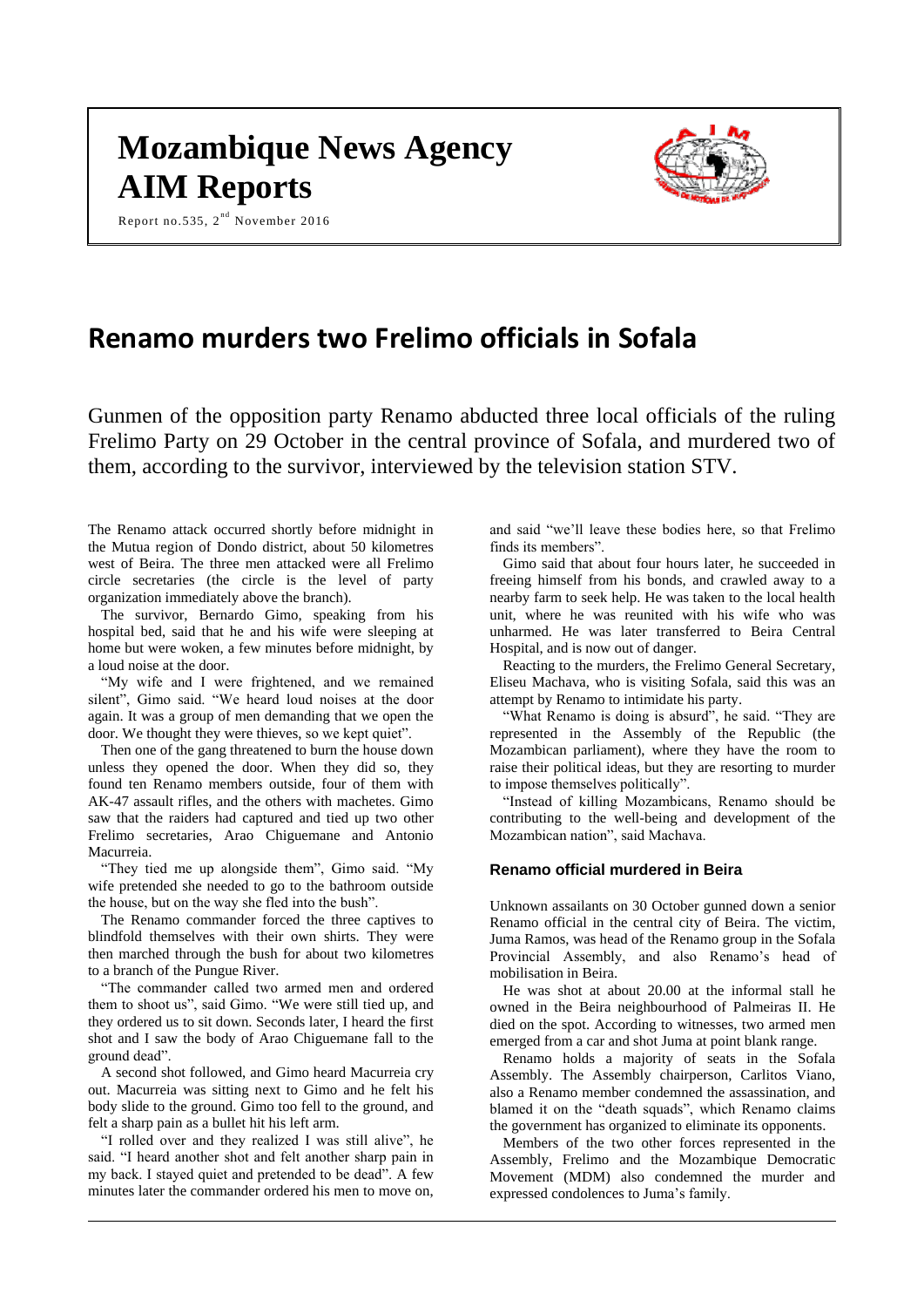# Mozambique News Agency
# AIM Reports

Report no.535, 2nd November 2016

## Renamo murders two Frelimo officials in Sofala

Gunmen of the opposition party Renamo abducted three local officials of the ruling Frelimo Party on 29 October in the central province of Sofala, and murdered two of them, according to the survivor, interviewed by the television station STV.

The Renamo attack occurred shortly before midnight in the Mutua region of Dondo district, about 50 kilometres west of Beira. The three men attacked were all Frelimo circle secretaries (the circle is the level of party organization immediately above the branch).

The survivor, Bernardo Gimo, speaking from his hospital bed, said that he and his wife were sleeping at home but were woken, a few minutes before midnight, by a loud noise at the door.

"My wife and I were frightened, and we remained silent", Gimo said. "We heard loud noises at the door again. It was a group of men demanding that we open the door. We thought they were thieves, so we kept quiet".

Then one of the gang threatened to burn the house down unless they opened the door. When they did so, they found ten Renamo members outside, four of them with AK-47 assault rifles, and the others with machetes. Gimo saw that the raiders had captured and tied up two other Frelimo secretaries, Arao Chiguemane and Antonio Macurreia.

"They tied me up alongside them", Gimo said. "My wife pretended she needed to go to the bathroom outside the house, but on the way she fled into the bush".

The Renamo commander forced the three captives to blindfold themselves with their own shirts. They were then marched through the bush for about two kilometres to a branch of the Pungue River.

"The commander called two armed men and ordered them to shoot us", said Gimo. "We were still tied up, and they ordered us to sit down. Seconds later, I heard the first shot and I saw the body of Arao Chiguemane fall to the ground dead".

A second shot followed, and Gimo heard Macurreia cry out. Macurreia was sitting next to Gimo and he felt his body slide to the ground. Gimo too fell to the ground, and felt a sharp pain as a bullet hit his left arm.

"I rolled over and they realized I was still alive", he said. "I heard another shot and felt another sharp pain in my back. I stayed quiet and pretended to be dead". A few minutes later the commander ordered his men to move on, and said "we'll leave these bodies here, so that Frelimo finds its members".

Gimo said that about four hours later, he succeeded in freeing himself from his bonds, and crawled away to a nearby farm to seek help. He was taken to the local health unit, where he was reunited with his wife who was unharmed. He was later transferred to Beira Central Hospital, and is now out of danger.

Reacting to the murders, the Frelimo General Secretary, Eliseu Machava, who is visiting Sofala, said this was an attempt by Renamo to intimidate his party.

"What Renamo is doing is absurd", he said. "They are represented in the Assembly of the Republic (the Mozambican parliament), where they have the room to raise their political ideas, but they are resorting to murder to impose themselves politically".

"Instead of killing Mozambicans, Renamo should be contributing to the well-being and development of the Mozambican nation", said Machava.

### Renamo official murdered in Beira

Unknown assailants on 30 October gunned down a senior Renamo official in the central city of Beira. The victim, Juma Ramos, was head of the Renamo group in the Sofala Provincial Assembly, and also Renamo's head of mobilisation in Beira.

He was shot at about 20.00 at the informal stall he owned in the Beira neighbourhood of Palmeiras II. He died on the spot. According to witnesses, two armed men emerged from a car and shot Juma at point blank range.

Renamo holds a majority of seats in the Sofala Assembly. The Assembly chairperson, Carlitos Viano, also a Renamo member condemned the assassination, and blamed it on the "death squads", which Renamo claims the government has organized to eliminate its opponents.

Members of the two other forces represented in the Assembly, Frelimo and the Mozambique Democratic Movement (MDM) also condemned the murder and expressed condolences to Juma's family.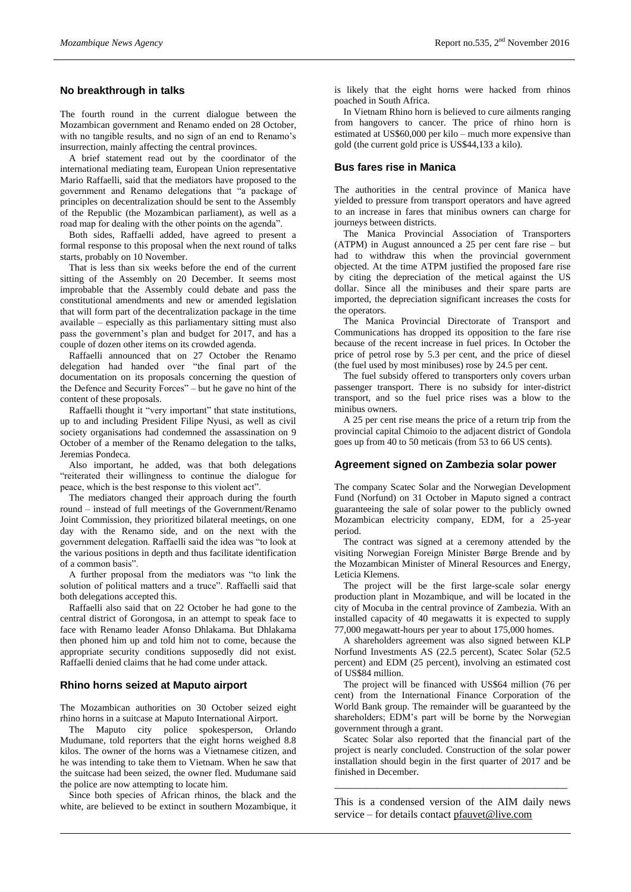## No breakthrough in talks

The fourth round in the current dialogue between the Mozambican government and Renamo ended on 28 October, with no tangible results, and no sign of an end to Renamo's insurrection, mainly affecting the central provinces.

A brief statement read out by the coordinator of the international mediating team, European Union representative Mario Raffaelli, said that the mediators have proposed to the government and Renamo delegations that "a package of principles on decentralization should be sent to the Assembly of the Republic (the Mozambican parliament), as well as a road map for dealing with the other points on the agenda".

Both sides, Raffaelli added, have agreed to present a formal response to this proposal when the next round of talks starts, probably on 10 November.

That is less than six weeks before the end of the current sitting of the Assembly on 20 December. It seems most improbable that the Assembly could debate and pass the constitutional amendments and new or amended legislation that will form part of the decentralization package in the time available – especially as this parliamentary sitting must also pass the government's plan and budget for 2017, and has a couple of dozen other items on its crowded agenda.

Raffaelli announced that on 27 October the Renamo delegation had handed over "the final part of the documentation on its proposals concerning the question of the Defence and Security Forces" – but he gave no hint of the content of these proposals.

Raffaelli thought it "very important" that state institutions, up to and including President Filipe Nyusi, as well as civil society organisations had condemned the assassination on 9 October of a member of the Renamo delegation to the talks, Jeremias Pondeca.

Also important, he added, was that both delegations "reiterated their willingness to continue the dialogue for peace, which is the best response to this violent act".

The mediators changed their approach during the fourth round – instead of full meetings of the Government/Renamo Joint Commission, they prioritized bilateral meetings, on one day with the Renamo side, and on the next with the government delegation. Raffaelli said the idea was "to look at the various positions in depth and thus facilitate identification of a common basis".

A further proposal from the mediators was "to link the solution of political matters and a truce". Raffaelli said that both delegations accepted this.

Raffaelli also said that on 22 October he had gone to the central district of Gorongosa, in an attempt to speak face to face with Renamo leader Afonso Dhlakama. But Dhlakama then phoned him up and told him not to come, because the appropriate security conditions supposedly did not exist. Raffaelli denied claims that he had come under attack.

## Rhino horns seized at Maputo airport

The Mozambican authorities on 30 October seized eight rhino horns in a suitcase at Maputo International Airport.

The Maputo city police spokesperson, Orlando Mudumane, told reporters that the eight horns weighed 8.8 kilos. The owner of the horns was a Vietnamese citizen, and he was intending to take them to Vietnam. When he saw that the suitcase had been seized, the owner fled. Mudumane said the police are now attempting to locate him.

Since both species of African rhinos, the black and the white, are believed to be extinct in southern Mozambique, it is likely that the eight horns were hacked from rhinos poached in South Africa.

In Vietnam Rhino horn is believed to cure ailments ranging from hangovers to cancer. The price of rhino horn is estimated at US$60,000 per kilo – much more expensive than gold (the current gold price is US$44,133 a kilo).

## Bus fares rise in Manica

The authorities in the central province of Manica have yielded to pressure from transport operators and have agreed to an increase in fares that minibus owners can charge for journeys between districts.

The Manica Provincial Association of Transporters (ATPM) in August announced a 25 per cent fare rise – but had to withdraw this when the provincial government objected. At the time ATPM justified the proposed fare rise by citing the depreciation of the metical against the US dollar. Since all the minibuses and their spare parts are imported, the depreciation significant increases the costs for the operators.

The Manica Provincial Directorate of Transport and Communications has dropped its opposition to the fare rise because of the recent increase in fuel prices. In October the price of petrol rose by 5.3 per cent, and the price of diesel (the fuel used by most minibuses) rose by 24.5 per cent.

The fuel subsidy offered to transporters only covers urban passenger transport. There is no subsidy for inter-district transport, and so the fuel price rises was a blow to the minibus owners.

A 25 per cent rise means the price of a return trip from the provincial capital Chimoio to the adjacent district of Gondola goes up from 40 to 50 meticais (from 53 to 66 US cents).

## Agreement signed on Zambezia solar power

The company Scatec Solar and the Norwegian Development Fund (Norfund) on 31 October in Maputo signed a contract guaranteeing the sale of solar power to the publicly owned Mozambican electricity company, EDM, for a 25-year period.

The contract was signed at a ceremony attended by the visiting Norwegian Foreign Minister Børge Brende and by the Mozambican Minister of Mineral Resources and Energy, Leticia Klemens.

The project will be the first large-scale solar energy production plant in Mozambique, and will be located in the city of Mocuba in the central province of Zambezia. With an installed capacity of 40 megawatts it is expected to supply 77,000 megawatt-hours per year to about 175,000 homes.

A shareholders agreement was also signed between KLP Norfund Investments AS (22.5 percent), Scatec Solar (52.5 percent) and EDM (25 percent), involving an estimated cost of US$84 million.

The project will be financed with US$64 million (76 per cent) from the International Finance Corporation of the World Bank group. The remainder will be guaranteed by the shareholders; EDM's part will be borne by the Norwegian government through a grant.

Scatec Solar also reported that the financial part of the project is nearly concluded. Construction of the solar power installation should begin in the first quarter of 2017 and be finished in December.

---

This is a condensed version of the AIM daily news service – for details contact pfauvet@live.com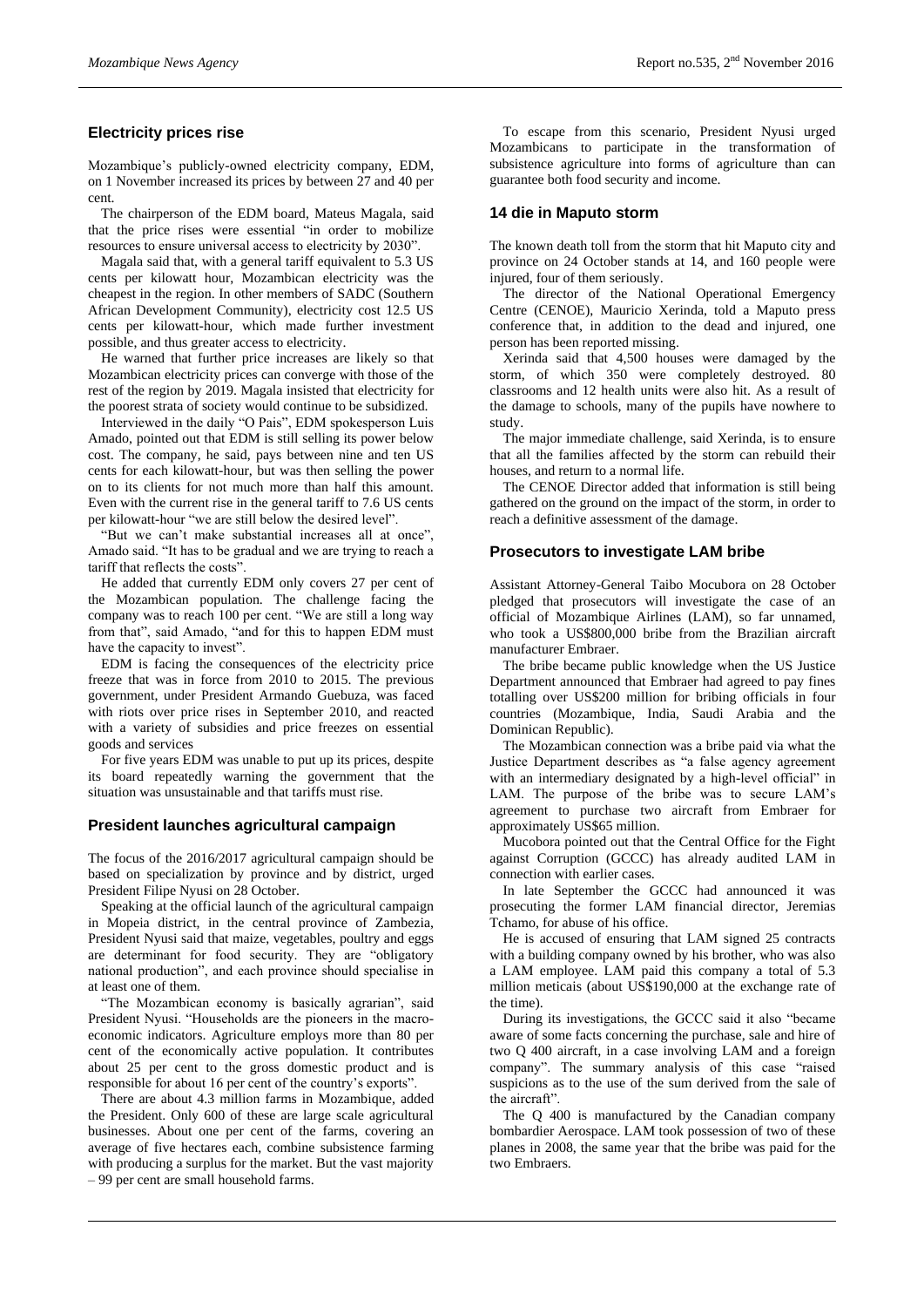## Electricity prices rise

Mozambique's publicly-owned electricity company, EDM, on 1 November increased its prices by between 27 and 40 per cent.

The chairperson of the EDM board, Mateus Magala, said that the price rises were essential "in order to mobilize resources to ensure universal access to electricity by 2030".

Magala said that, with a general tariff equivalent to 5.3 US cents per kilowatt hour, Mozambican electricity was the cheapest in the region. In other members of SADC (Southern African Development Community), electricity cost 12.5 US cents per kilowatt-hour, which made further investment possible, and thus greater access to electricity.

He warned that further price increases are likely so that Mozambican electricity prices can converge with those of the rest of the region by 2019. Magala insisted that electricity for the poorest strata of society would continue to be subsidized.

Interviewed in the daily "O Pais", EDM spokesperson Luis Amado, pointed out that EDM is still selling its power below cost. The company, he said, pays between nine and ten US cents for each kilowatt-hour, but was then selling the power on to its clients for not much more than half this amount. Even with the current rise in the general tariff to 7.6 US cents per kilowatt-hour "we are still below the desired level".

"But we can't make substantial increases all at once", Amado said. "It has to be gradual and we are trying to reach a tariff that reflects the costs".

He added that currently EDM only covers 27 per cent of the Mozambican population. The challenge facing the company was to reach 100 per cent. "We are still a long way from that", said Amado, "and for this to happen EDM must have the capacity to invest".

EDM is facing the consequences of the electricity price freeze that was in force from 2010 to 2015. The previous government, under President Armando Guebuza, was faced with riots over price rises in September 2010, and reacted with a variety of subsidies and price freezes on essential goods and services

For five years EDM was unable to put up its prices, despite its board repeatedly warning the government that the situation was unsustainable and that tariffs must rise.

## President launches agricultural campaign

The focus of the 2016/2017 agricultural campaign should be based on specialization by province and by district, urged President Filipe Nyusi on 28 October.

Speaking at the official launch of the agricultural campaign in Mopeia district, in the central province of Zambezia, President Nyusi said that maize, vegetables, poultry and eggs are determinant for food security. They are "obligatory national production", and each province should specialise in at least one of them.

"The Mozambican economy is basically agrarian", said President Nyusi. "Households are the pioneers in the macro-economic indicators. Agriculture employs more than 80 per cent of the economically active population. It contributes about 25 per cent to the gross domestic product and is responsible for about 16 per cent of the country's exports".

There are about 4.3 million farms in Mozambique, added the President. Only 600 of these are large scale agricultural businesses. About one per cent of the farms, covering an average of five hectares each, combine subsistence farming with producing a surplus for the market. But the vast majority – 99 per cent are small household farms.

To escape from this scenario, President Nyusi urged Mozambicans to participate in the transformation of subsistence agriculture into forms of agriculture than can guarantee both food security and income.

## 14 die in Maputo storm

The known death toll from the storm that hit Maputo city and province on 24 October stands at 14, and 160 people were injured, four of them seriously.

The director of the National Operational Emergency Centre (CENOE), Mauricio Xerinda, told a Maputo press conference that, in addition to the dead and injured, one person has been reported missing.

Xerinda said that 4,500 houses were damaged by the storm, of which 350 were completely destroyed. 80 classrooms and 12 health units were also hit. As a result of the damage to schools, many of the pupils have nowhere to study.

The major immediate challenge, said Xerinda, is to ensure that all the families affected by the storm can rebuild their houses, and return to a normal life.

The CENOE Director added that information is still being gathered on the ground on the impact of the storm, in order to reach a definitive assessment of the damage.

## Prosecutors to investigate LAM bribe

Assistant Attorney-General Taibo Mocubora on 28 October pledged that prosecutors will investigate the case of an official of Mozambique Airlines (LAM), so far unnamed, who took a US$800,000 bribe from the Brazilian aircraft manufacturer Embraer.

The bribe became public knowledge when the US Justice Department announced that Embraer had agreed to pay fines totalling over US$200 million for bribing officials in four countries (Mozambique, India, Saudi Arabia and the Dominican Republic).

The Mozambican connection was a bribe paid via what the Justice Department describes as "a false agency agreement with an intermediary designated by a high-level official" in LAM. The purpose of the bribe was to secure LAM's agreement to purchase two aircraft from Embraer for approximately US$65 million.

Mucobora pointed out that the Central Office for the Fight against Corruption (GCCC) has already audited LAM in connection with earlier cases.

In late September the GCCC had announced it was prosecuting the former LAM financial director, Jeremias Tchamo, for abuse of his office.

He is accused of ensuring that LAM signed 25 contracts with a building company owned by his brother, who was also a LAM employee. LAM paid this company a total of 5.3 million meticais (about US$190,000 at the exchange rate of the time).

During its investigations, the GCCC said it also "became aware of some facts concerning the purchase, sale and hire of two Q 400 aircraft, in a case involving LAM and a foreign company". The summary analysis of this case "raised suspicions as to the use of the sum derived from the sale of the aircraft".

The Q 400 is manufactured by the Canadian company bombardier Aerospace. LAM took possession of two of these planes in 2008, the same year that the bribe was paid for the two Embraers.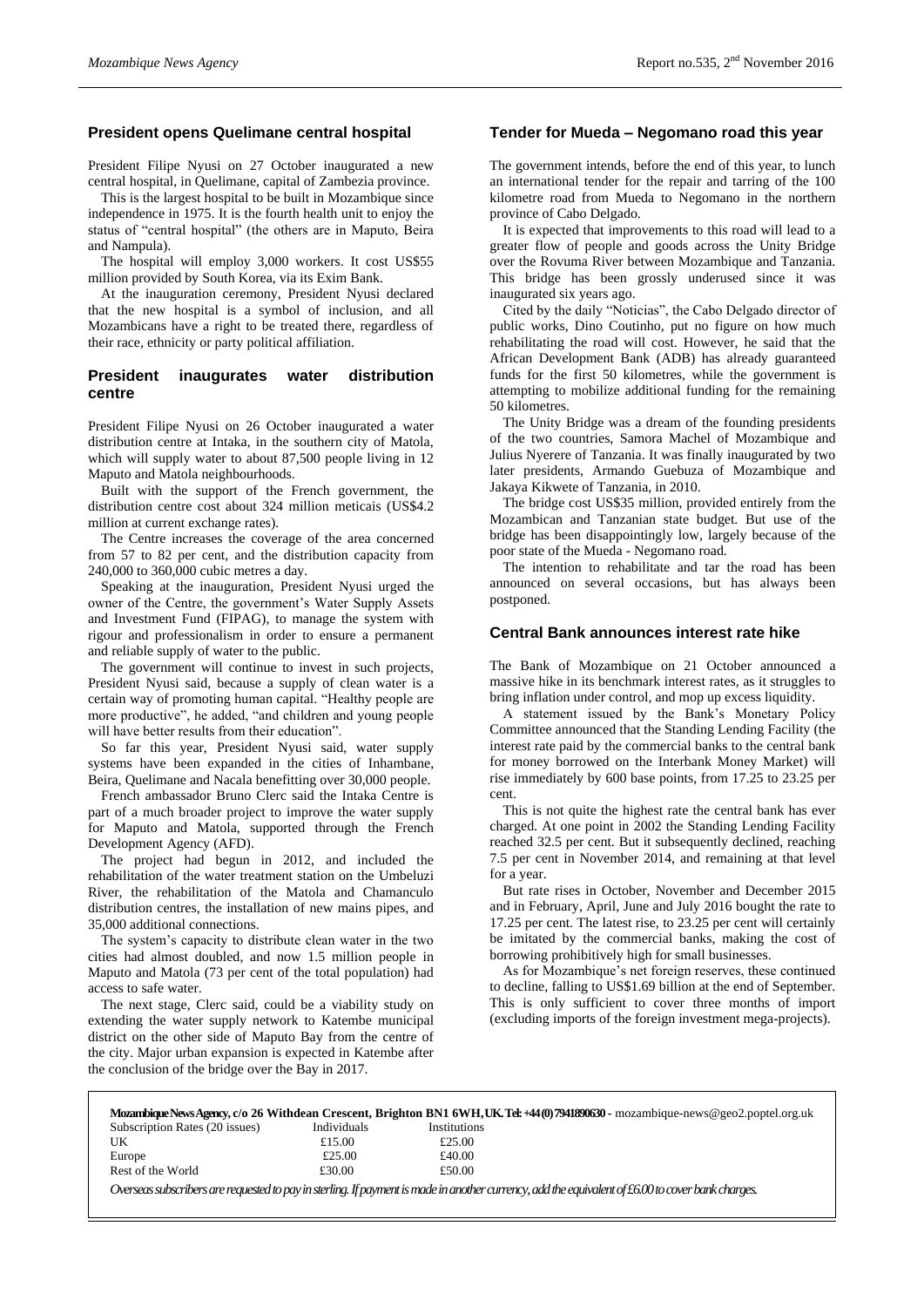## President opens Quelimane central hospital

President Filipe Nyusi on 27 October inaugurated a new central hospital, in Quelimane, capital of Zambezia province.

This is the largest hospital to be built in Mozambique since independence in 1975. It is the fourth health unit to enjoy the status of "central hospital" (the others are in Maputo, Beira and Nampula).

The hospital will employ 3,000 workers. It cost US$55 million provided by South Korea, via its Exim Bank.

At the inauguration ceremony, President Nyusi declared that the new hospital is a symbol of inclusion, and all Mozambicans have a right to be treated there, regardless of their race, ethnicity or party political affiliation.

## President inaugurates water distribution centre

President Filipe Nyusi on 26 October inaugurated a water distribution centre at Intaka, in the southern city of Matola, which will supply water to about 87,500 people living in 12 Maputo and Matola neighbourhoods.

Built with the support of the French government, the distribution centre cost about 324 million meticais (US$4.2 million at current exchange rates).

The Centre increases the coverage of the area concerned from 57 to 82 per cent, and the distribution capacity from 240,000 to 360,000 cubic metres a day.

Speaking at the inauguration, President Nyusi urged the owner of the Centre, the government's Water Supply Assets and Investment Fund (FIPAG), to manage the system with rigour and professionalism in order to ensure a permanent and reliable supply of water to the public.

The government will continue to invest in such projects, President Nyusi said, because a supply of clean water is a certain way of promoting human capital. "Healthy people are more productive", he added, "and children and young people will have better results from their education".

So far this year, President Nyusi said, water supply systems have been expanded in the cities of Inhambane, Beira, Quelimane and Nacala benefitting over 30,000 people.

French ambassador Bruno Clerc said the Intaka Centre is part of a much broader project to improve the water supply for Maputo and Matola, supported through the French Development Agency (AFD).

The project had begun in 2012, and included the rehabilitation of the water treatment station on the Umbeluzi River, the rehabilitation of the Matola and Chamanculo distribution centres, the installation of new mains pipes, and 35,000 additional connections.

The system's capacity to distribute clean water in the two cities had almost doubled, and now 1.5 million people in Maputo and Matola (73 per cent of the total population) had access to safe water.

The next stage, Clerc said, could be a viability study on extending the water supply network to Katembe municipal district on the other side of Maputo Bay from the centre of the city. Major urban expansion is expected in Katembe after the conclusion of the bridge over the Bay in 2017.

## Tender for Mueda – Negomano road this year

The government intends, before the end of this year, to lunch an international tender for the repair and tarring of the 100 kilometre road from Mueda to Negomano in the northern province of Cabo Delgado.

It is expected that improvements to this road will lead to a greater flow of people and goods across the Unity Bridge over the Rovuma River between Mozambique and Tanzania. This bridge has been grossly underused since it was inaugurated six years ago.

Cited by the daily "Noticias", the Cabo Delgado director of public works, Dino Coutinho, put no figure on how much rehabilitating the road will cost. However, he said that the African Development Bank (ADB) has already guaranteed funds for the first 50 kilometres, while the government is attempting to mobilize additional funding for the remaining 50 kilometres.

The Unity Bridge was a dream of the founding presidents of the two countries, Samora Machel of Mozambique and Julius Nyerere of Tanzania. It was finally inaugurated by two later presidents, Armando Guebuza of Mozambique and Jakaya Kikwete of Tanzania, in 2010.

The bridge cost US$35 million, provided entirely from the Mozambican and Tanzanian state budget. But use of the bridge has been disappointingly low, largely because of the poor state of the Mueda - Negomano road.

The intention to rehabilitate and tar the road has been announced on several occasions, but has always been postponed.

## Central Bank announces interest rate hike

The Bank of Mozambique on 21 October announced a massive hike in its benchmark interest rates, as it struggles to bring inflation under control, and mop up excess liquidity.

A statement issued by the Bank's Monetary Policy Committee announced that the Standing Lending Facility (the interest rate paid by the commercial banks to the central bank for money borrowed on the Interbank Money Market) will rise immediately by 600 base points, from 17.25 to 23.25 per cent.

This is not quite the highest rate the central bank has ever charged. At one point in 2002 the Standing Lending Facility reached 32.5 per cent. But it subsequently declined, reaching 7.5 per cent in November 2014, and remaining at that level for a year.

But rate rises in October, November and December 2015 and in February, April, June and July 2016 bought the rate to 17.25 per cent. The latest rise, to 23.25 per cent will certainly be imitated by the commercial banks, making the cost of borrowing prohibitively high for small businesses.

As for Mozambique's net foreign reserves, these continued to decline, falling to US$1.69 billion at the end of September. This is only sufficient to cover three months of import (excluding imports of the foreign investment mega-projects).

**Mozambique News Agency, c/o 26 Withdean Crescent, Brighton BN1 6WH, UK. Tel: +44 (0) 7941890630** - mozambique-news@geo2.poptel.org.uk

| Subscription Rates (20 issues) | Individuals | Institutions |
|---|---|---|
| UK | £15.00 | £25.00 |
| Europe | £25.00 | £40.00 |
| Rest of the World | £30.00 | £50.00 |

*Overseas subscribers are requested to pay in sterling. If payment is made in another currency, add the equivalent of £6.00 to cover bank charges.*